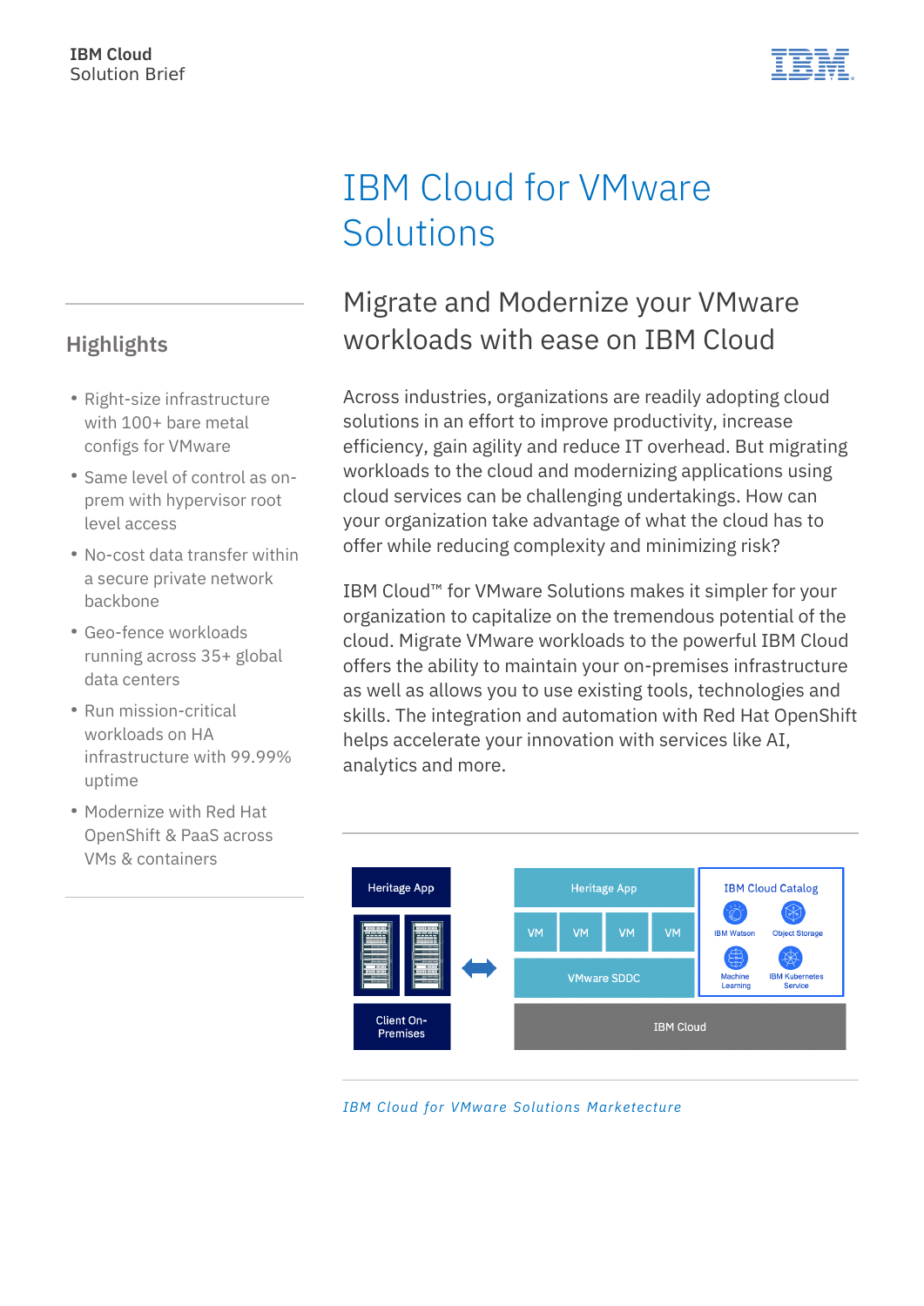IBM Cloud
Solution Brief

# IBM Cloud for VMware Solutions

## Migrate and Modernize your VMware workloads with ease on IBM Cloud

### Highlights

- Right-size infrastructure with 100+ bare metal configs for VMware
- Same level of control as on-prem with hypervisor root level access
- No-cost data transfer within a secure private network backbone
- Geo-fence workloads running across 35+ global data centers
- Run mission-critical workloads on HA infrastructure with 99.99% uptime
- Modernize with Red Hat OpenShift & PaaS across VMs & containers

Across industries, organizations are readily adopting cloud solutions in an effort to improve productivity, increase efficiency, gain agility and reduce IT overhead. But migrating workloads to the cloud and modernizing applications using cloud services can be challenging undertakings. How can your organization take advantage of what the cloud has to offer while reducing complexity and minimizing risk?

IBM Cloud™ for VMware Solutions makes it simpler for your organization to capitalize on the tremendous potential of the cloud. Migrate VMware workloads to the powerful IBM Cloud offers the ability to maintain your on-premises infrastructure as well as allows you to use existing tools, technologies and skills. The integration and automation with Red Hat OpenShift helps accelerate your innovation with services like AI, analytics and more.

Heritage App | Client On-Premises | Heritage App | VM | VM | VM | VM | VMware SDDC | IBM Cloud Catalog | IBM Watson | Object Storage | Machine Learning | IBM Kubernetes Service | IBM Cloud

*IBM Cloud for VMware Solutions Marketecture*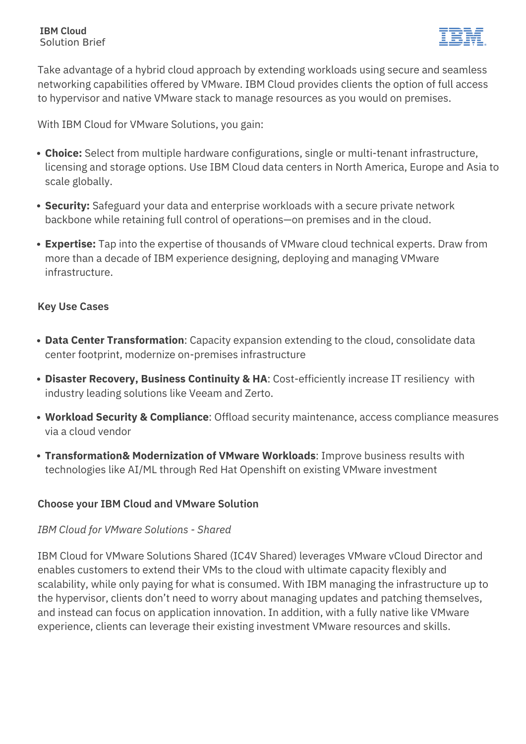Take advantage of a hybrid cloud approach by extending workloads using secure and seamless networking capabilities offered by VMware. IBM Cloud provides clients the option of full access to hypervisor and native VMware stack to manage resources as you would on premises.

With IBM Cloud for VMware Solutions, you gain:

- **Choice:** Select from multiple hardware configurations, single or multi-tenant infrastructure, licensing and storage options. Use IBM Cloud data centers in North America, Europe and Asia to scale globally.
- **Security:** Safeguard your data and enterprise workloads with a secure private network backbone while retaining full control of operations—on premises and in the cloud.
- **Expertise:** Tap into the expertise of thousands of VMware cloud technical experts. Draw from more than a decade of IBM experience designing, deploying and managing VMware infrastructure.

### Key Use Cases

- **Data Center Transformation**: Capacity expansion extending to the cloud, consolidate data center footprint, modernize on-premises infrastructure
- **Disaster Recovery, Business Continuity & HA**: Cost-efficiently increase IT resiliency with industry leading solutions like Veeam and Zerto.
- **Workload Security & Compliance**: Offload security maintenance, access compliance measures via a cloud vendor
- **Transformation& Modernization of VMware Workloads**: Improve business results with technologies like AI/ML through Red Hat Openshift on existing VMware investment

### Choose your IBM Cloud and VMware Solution

*IBM Cloud for VMware Solutions - Shared*

IBM Cloud for VMware Solutions Shared (IC4V Shared) leverages VMware vCloud Director and enables customers to extend their VMs to the cloud with ultimate capacity flexibly and scalability, while only paying for what is consumed. With IBM managing the infrastructure up to the hypervisor, clients don't need to worry about managing updates and patching themselves, and instead can focus on application innovation. In addition, with a fully native like VMware experience, clients can leverage their existing investment VMware resources and skills.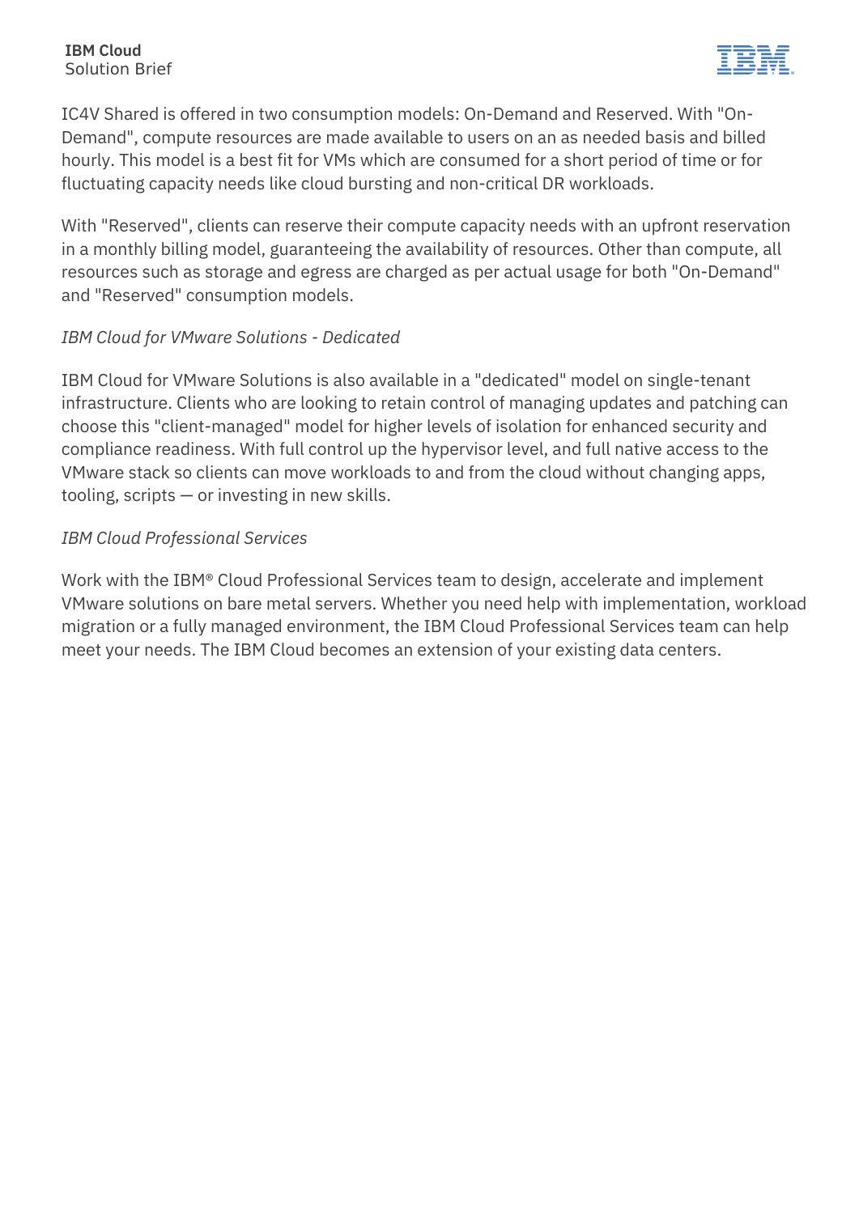IC4V Shared is offered in two consumption models: On-Demand and Reserved. With "On-Demand", compute resources are made available to users on an as needed basis and billed hourly. This model is a best fit for VMs which are consumed for a short period of time or for fluctuating capacity needs like cloud bursting and non-critical DR workloads.

With "Reserved", clients can reserve their compute capacity needs with an upfront reservation in a monthly billing model, guaranteeing the availability of resources. Other than compute, all resources such as storage and egress are charged as per actual usage for both "On-Demand" and "Reserved" consumption models.

*IBM Cloud for VMware Solutions - Dedicated*

IBM Cloud for VMware Solutions is also available in a "dedicated" model on single-tenant infrastructure. Clients who are looking to retain control of managing updates and patching can choose this "client-managed" model for higher levels of isolation for enhanced security and compliance readiness. With full control up the hypervisor level, and full native access to the VMware stack so clients can move workloads to and from the cloud without changing apps, tooling, scripts — or investing in new skills.

*IBM Cloud Professional Services*

Work with the IBM® Cloud Professional Services team to design, accelerate and implement VMware solutions on bare metal servers. Whether you need help with implementation, workload migration or a fully managed environment, the IBM Cloud Professional Services team can help meet your needs. The IBM Cloud becomes an extension of your existing data centers.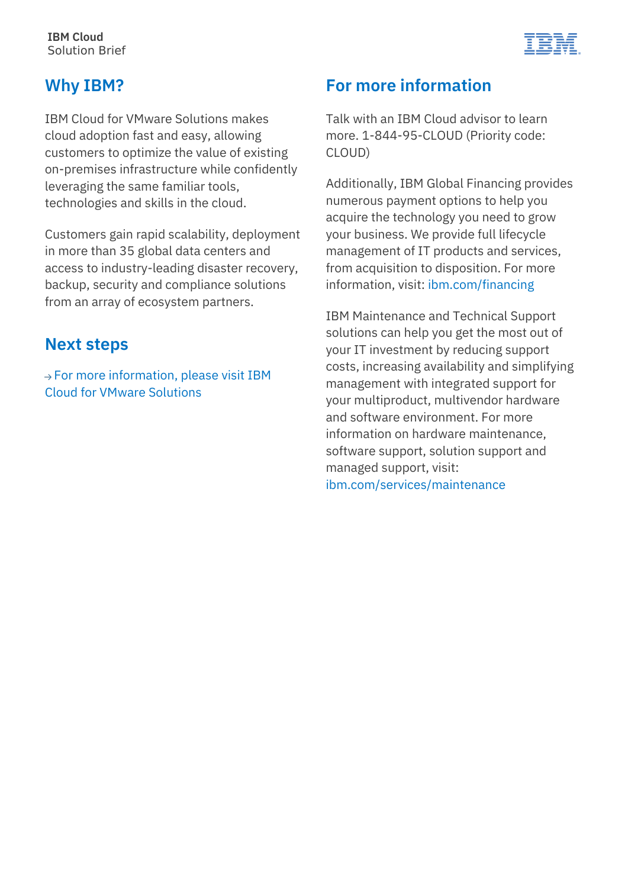## Why IBM?

IBM Cloud for VMware Solutions makes cloud adoption fast and easy, allowing customers to optimize the value of existing on-premises infrastructure while confidently leveraging the same familiar tools, technologies and skills in the cloud.

Customers gain rapid scalability, deployment in more than 35 global data centers and access to industry-leading disaster recovery, backup, security and compliance solutions from an array of ecosystem partners.

## Next steps

→ For more information, please visit IBM Cloud for VMware Solutions

## For more information

Talk with an IBM Cloud advisor to learn more. 1-844-95-CLOUD (Priority code: CLOUD)

Additionally, IBM Global Financing provides numerous payment options to help you acquire the technology you need to grow your business. We provide full lifecycle management of IT products and services, from acquisition to disposition. For more information, visit: ibm.com/financing

IBM Maintenance and Technical Support solutions can help you get the most out of your IT investment by reducing support costs, increasing availability and simplifying management with integrated support for your multiproduct, multivendor hardware and software environment. For more information on hardware maintenance, software support, solution support and managed support, visit: ibm.com/services/maintenance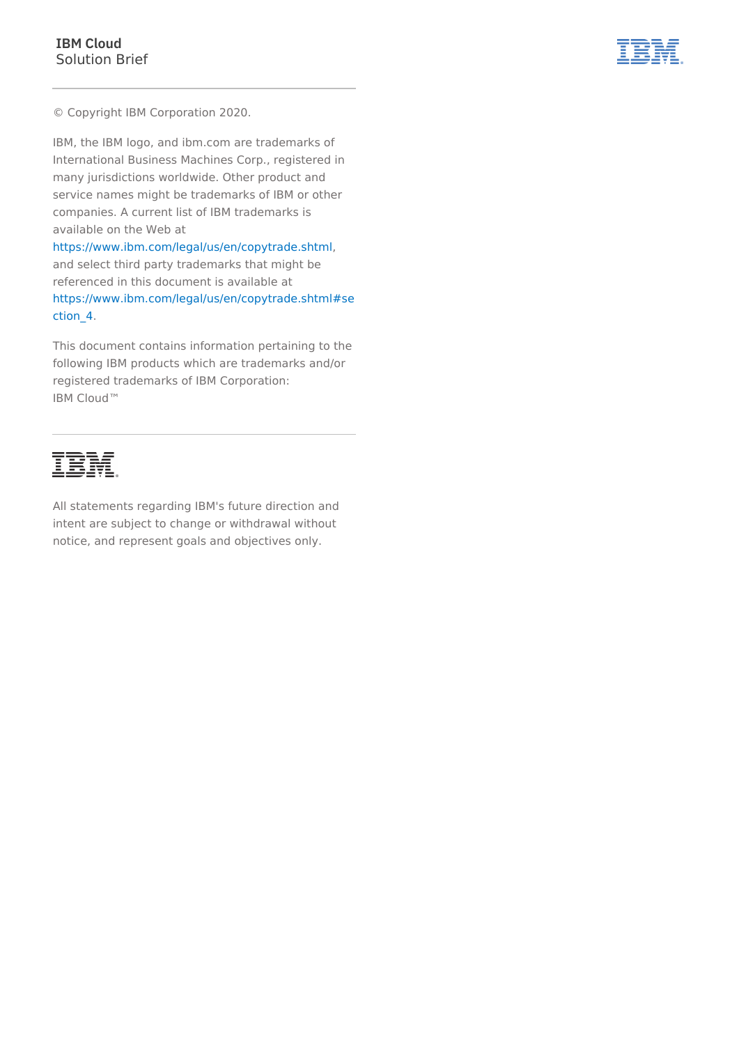© Copyright IBM Corporation 2020.

IBM, the IBM logo, and ibm.com are trademarks of International Business Machines Corp., registered in many jurisdictions worldwide. Other product and service names might be trademarks of IBM or other companies. A current list of IBM trademarks is available on the Web at https://www.ibm.com/legal/us/en/copytrade.shtml, and select third party trademarks that might be referenced in this document is available at https://www.ibm.com/legal/us/en/copytrade.shtml#section_4.

This document contains information pertaining to the following IBM products which are trademarks and/or registered trademarks of IBM Corporation:
IBM Cloud™

All statements regarding IBM's future direction and intent are subject to change or withdrawal without notice, and represent goals and objectives only.